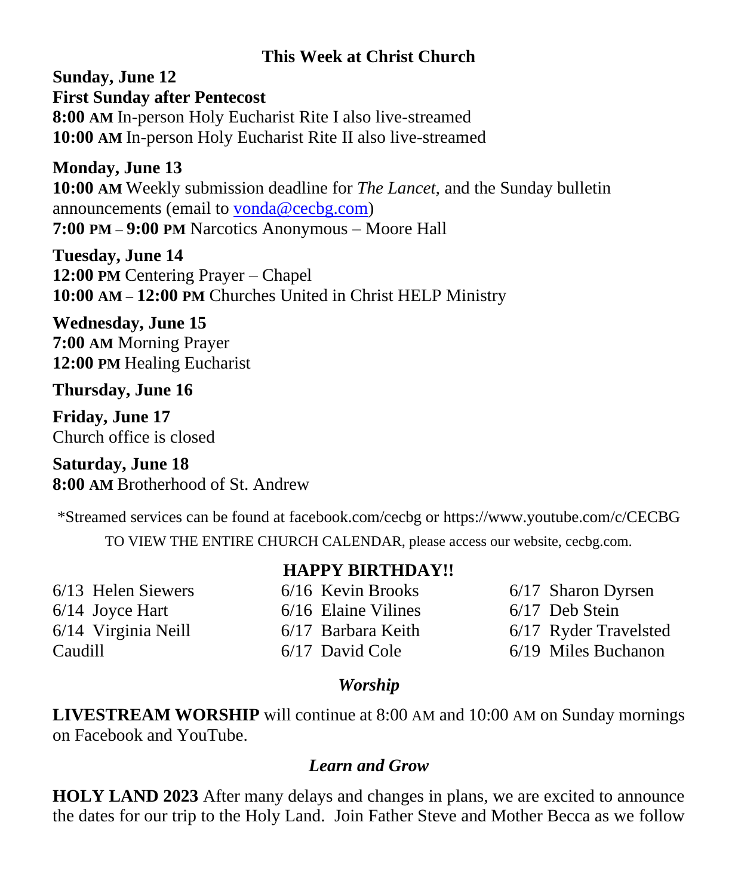## This Week at Christ Church

**Sunday, June 12**
**First Sunday after Pentecost**
**8:00 AM** In-person Holy Eucharist Rite I also live-streamed
**10:00 AM** In-person Holy Eucharist Rite II also live-streamed

**Monday, June 13**
**10:00 AM** Weekly submission deadline for *The Lancet,* and the Sunday bulletin announcements (email to vonda@cecbg.com)
**7:00 PM – 9:00 PM** Narcotics Anonymous – Moore Hall

**Tuesday, June 14**
**12:00 PM** Centering Prayer – Chapel
**10:00 AM – 12:00 PM** Churches United in Christ HELP Ministry

**Wednesday, June 15**
**7:00 AM** Morning Prayer
**12:00 PM** Healing Eucharist

**Thursday, June 16**

**Friday, June 17**
Church office is closed

**Saturday, June 18**
**8:00 AM** Brotherhood of St. Andrew

*Streamed services can be found at facebook.com/cecbg or https://www.youtube.com/c/CECBG

TO VIEW THE ENTIRE CHURCH CALENDAR, please access our website, cecbg.com.

**HAPPY BIRTHDAY!!**

6/13 Helen Siewers
6/14 Joyce Hart
6/14 Virginia Neill Caudill
6/16 Kevin Brooks
6/16 Elaine Vilines
6/17 Barbara Keith
6/17 David Cole
6/17 Sharon Dyrsen
6/17 Deb Stein
6/17 Ryder Travelsted
6/19 Miles Buchanon

### *Worship*

**LIVESTREAM WORSHIP** will continue at 8:00 AM and 10:00 AM on Sunday mornings on Facebook and YouTube.

### *Learn and Grow*

**HOLY LAND 2023** After many delays and changes in plans, we are excited to announce the dates for our trip to the Holy Land. Join Father Steve and Mother Becca as we follow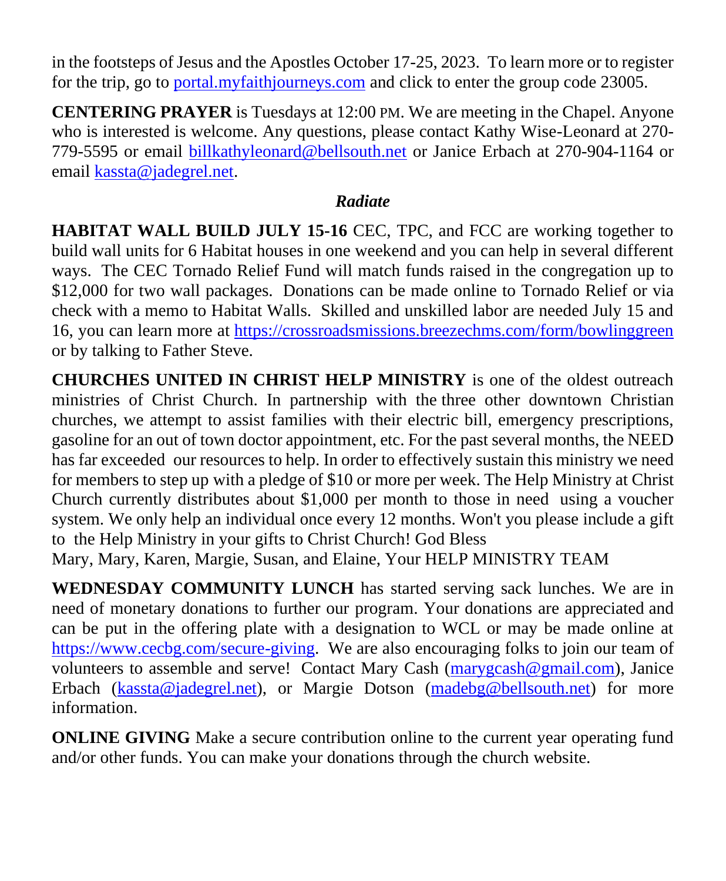in the footsteps of Jesus and the Apostles October 17-25, 2023. To learn more or to register for the trip, go to portal.myfaithjourneys.com and click to enter the group code 23005.

**CENTERING PRAYER** is Tuesdays at 12:00 PM. We are meeting in the Chapel. Anyone who is interested is welcome. Any questions, please contact Kathy Wise-Leonard at 270-779-5595 or email billkathyleonard@bellsouth.net or Janice Erbach at 270-904-1164 or email kassta@jadegrel.net.

### *Radiate*

**HABITAT WALL BUILD JULY 15-16** CEC, TPC, and FCC are working together to build wall units for 6 Habitat houses in one weekend and you can help in several different ways. The CEC Tornado Relief Fund will match funds raised in the congregation up to $12,000 for two wall packages. Donations can be made online to Tornado Relief or via check with a memo to Habitat Walls. Skilled and unskilled labor are needed July 15 and 16, you can learn more at https://crossroadsmissions.breezechms.com/form/bowlinggreen or by talking to Father Steve.

**CHURCHES UNITED IN CHRIST HELP MINISTRY** is one of the oldest outreach ministries of Christ Church. In partnership with the three other downtown Christian churches, we attempt to assist families with their electric bill, emergency prescriptions, gasoline for an out of town doctor appointment, etc. For the past several months, the NEED has far exceeded our resources to help. In order to effectively sustain this ministry we need for members to step up with a pledge of $10 or more per week. The Help Ministry at Christ Church currently distributes about $1,000 per month to those in need using a voucher system. We only help an individual once every 12 months. Won't you please include a gift to the Help Ministry in your gifts to Christ Church! God Bless
Mary, Mary, Karen, Margie, Susan, and Elaine, Your HELP MINISTRY TEAM

**WEDNESDAY COMMUNITY LUNCH** has started serving sack lunches. We are in need of monetary donations to further our program. Your donations are appreciated and can be put in the offering plate with a designation to WCL or may be made online at https://www.cecbg.com/secure-giving. We are also encouraging folks to join our team of volunteers to assemble and serve! Contact Mary Cash (marygcash@gmail.com), Janice Erbach (kassta@jadegrel.net), or Margie Dotson (madebg@bellsouth.net) for more information.

**ONLINE GIVING** Make a secure contribution online to the current year operating fund and/or other funds. You can make your donations through the church website.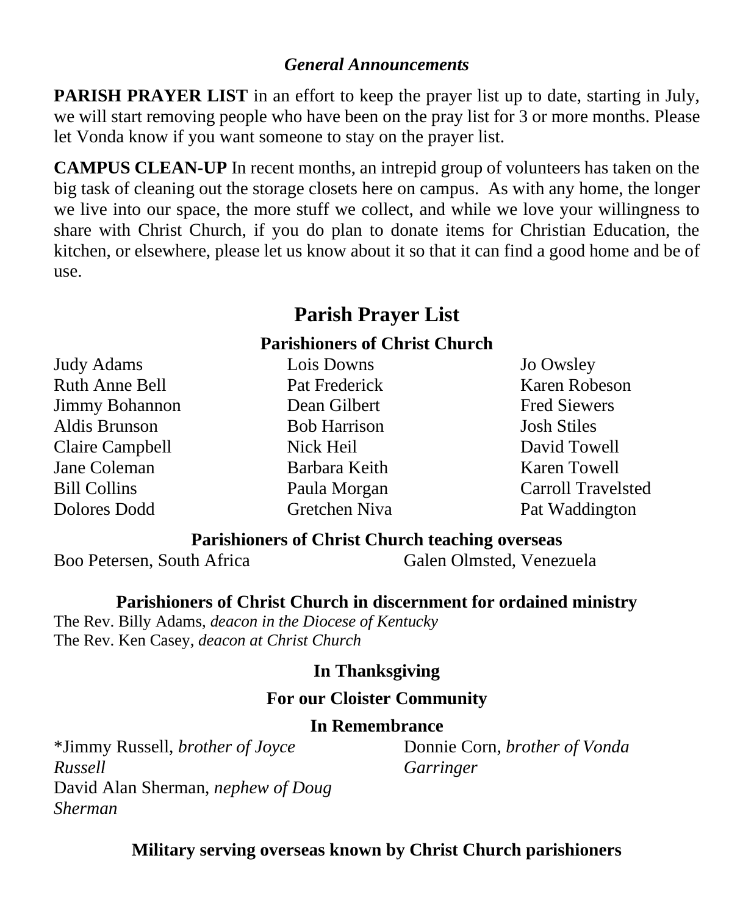### *General Announcements*

**PARISH PRAYER LIST** in an effort to keep the prayer list up to date, starting in July, we will start removing people who have been on the pray list for 3 or more months. Please let Vonda know if you want someone to stay on the prayer list.

**CAMPUS CLEAN-UP** In recent months, an intrepid group of volunteers has taken on the big task of cleaning out the storage closets here on campus. As with any home, the longer we live into our space, the more stuff we collect, and while we love your willingness to share with Christ Church, if you do plan to donate items for Christian Education, the kitchen, or elsewhere, please let us know about it so that it can find a good home and be of use.

## Parish Prayer List

### Parishioners of Christ Church

Judy Adams
Ruth Anne Bell
Jimmy Bohannon
Aldis Brunson
Claire Campbell
Jane Coleman
Bill Collins
Dolores Dodd
Lois Downs
Pat Frederick
Dean Gilbert
Bob Harrison
Nick Heil
Barbara Keith
Paula Morgan
Gretchen Niva
Jo Owsley
Karen Robeson
Fred Siewers
Josh Stiles
David Towell
Karen Towell
Carroll Travelsted
Pat Waddington

### Parishioners of Christ Church teaching overseas

Boo Petersen, South Africa
Galen Olmsted, Venezuela

### Parishioners of Christ Church in discernment for ordained ministry

The Rev. Billy Adams, *deacon in the Diocese of Kentucky*
The Rev. Ken Casey, *deacon at Christ Church*

### In Thanksgiving

### For our Cloister Community

### In Remembrance

*Jimmy Russell, *brother of Joyce Russell*
David Alan Sherman, *nephew of Doug Sherman*
Donnie Corn, *brother of Vonda Garringer*

### Military serving overseas known by Christ Church parishioners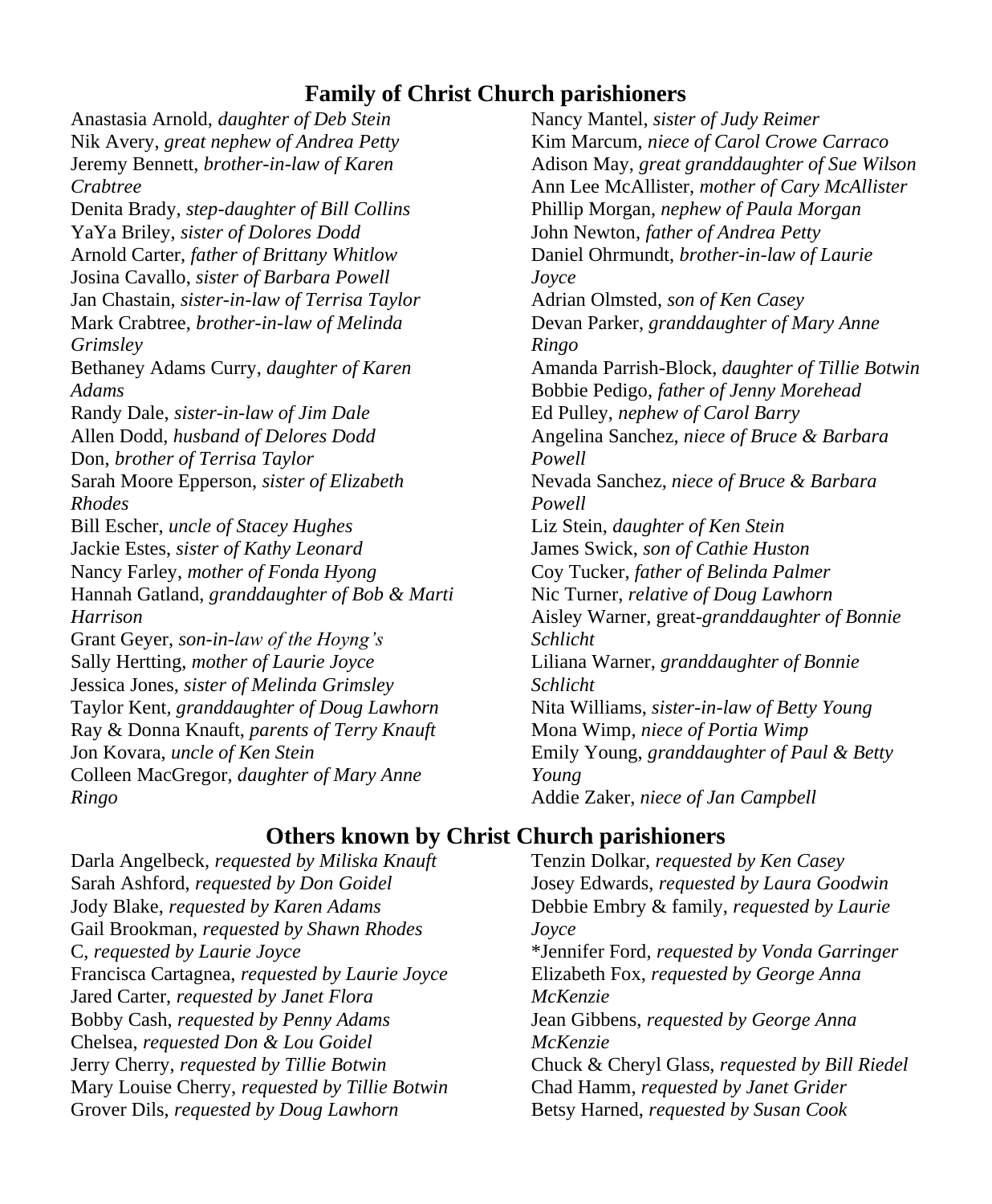## Family of Christ Church parishioners

Anastasia Arnold, *daughter of Deb Stein*
Nik Avery, *great nephew of Andrea Petty*
Jeremy Bennett, *brother-in-law of Karen Crabtree*
Denita Brady, *step-daughter of Bill Collins*
YaYa Briley, *sister of Dolores Dodd*
Arnold Carter, *father of Brittany Whitlow*
Josina Cavallo, *sister of Barbara Powell*
Jan Chastain, *sister-in-law of Terrisa Taylor*
Mark Crabtree, *brother-in-law of Melinda Grimsley*
Bethaney Adams Curry, *daughter of Karen Adams*
Randy Dale, *sister-in-law of Jim Dale*
Allen Dodd, *husband of Delores Dodd*
Don, *brother of Terrisa Taylor*
Sarah Moore Epperson, *sister of Elizabeth Rhodes*
Bill Escher, *uncle of Stacey Hughes*
Jackie Estes, *sister of Kathy Leonard*
Nancy Farley, *mother of Fonda Hyong*
Hannah Gatland, *granddaughter of Bob & Marti Harrison*
Grant Geyer, *son-in-law of the Hoyng's*
Sally Hertting, *mother of Laurie Joyce*
Jessica Jones, *sister of Melinda Grimsley*
Taylor Kent, *granddaughter of Doug Lawhorn*
Ray & Donna Knauft, *parents of Terry Knauft*
Jon Kovara, *uncle of Ken Stein*
Colleen MacGregor, *daughter of Mary Anne Ringo*
Nancy Mantel, *sister of Judy Reimer*
Kim Marcum, *niece of Carol Crowe Carraco*
Adison May, *great granddaughter of Sue Wilson*
Ann Lee McAllister, *mother of Cary McAllister*
Phillip Morgan, *nephew of Paula Morgan*
John Newton, *father of Andrea Petty*
Daniel Ohrmundt, *brother-in-law of Laurie Joyce*
Adrian Olmsted, *son of Ken Casey*
Devan Parker, *granddaughter of Mary Anne Ringo*
Amanda Parrish-Block, *daughter of Tillie Botwin*
Bobbie Pedigo, *father of Jenny Morehead*
Ed Pulley, *nephew of Carol Barry*
Angelina Sanchez, *niece of Bruce & Barbara Powell*
Nevada Sanchez, *niece of Bruce & Barbara Powell*
Liz Stein, *daughter of Ken Stein*
James Swick, *son of Cathie Huston*
Coy Tucker, *father of Belinda Palmer*
Nic Turner, *relative of Doug Lawhorn*
Aisley Warner, great-*granddaughter of Bonnie Schlicht*
Liliana Warner, *granddaughter of Bonnie Schlicht*
Nita Williams, *sister-in-law of Betty Young*
Mona Wimp, *niece of Portia Wimp*
Emily Young, *granddaughter of Paul & Betty Young*
Addie Zaker, *niece of Jan Campbell*

## Others known by Christ Church parishioners

Darla Angelbeck, *requested by Miliska Knauft*
Sarah Ashford, *requested by Don Goidel*
Jody Blake, *requested by Karen Adams*
Gail Brookman, *requested by Shawn Rhodes*
C, *requested by Laurie Joyce*
Francisca Cartagnea, *requested by Laurie Joyce*
Jared Carter, *requested by Janet Flora*
Bobby Cash, *requested by Penny Adams*
Chelsea, *requested Don & Lou Goidel*
Jerry Cherry, *requested by Tillie Botwin*
Mary Louise Cherry, *requested by Tillie Botwin*
Grover Dils, *requested by Doug Lawhorn*
Tenzin Dolkar, *requested by Ken Casey*
Josey Edwards, *requested by Laura Goodwin*
Debbie Embry & family, *requested by Laurie Joyce*
*Jennifer Ford, *requested by Vonda Garringer*
Elizabeth Fox, *requested by George Anna McKenzie*
Jean Gibbens, *requested by George Anna McKenzie*
Chuck & Cheryl Glass, *requested by Bill Riedel*
Chad Hamm, *requested by Janet Grider*
Betsy Harned, *requested by Susan Cook*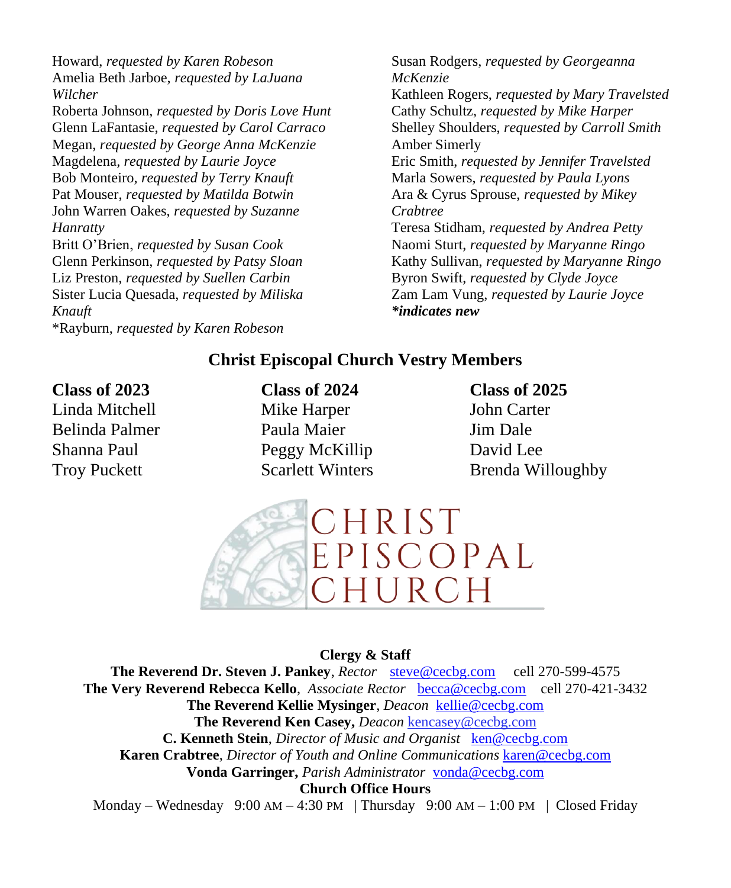Howard, *requested by Karen Robeson*
Amelia Beth Jarboe, *requested by LaJuana Wilcher*
Roberta Johnson, *requested by Doris Love Hunt*
Glenn LaFantasie, *requested by Carol Carraco*
Megan, *requested by George Anna McKenzie*
Magdelena, *requested by Laurie Joyce*
Bob Monteiro, *requested by Terry Knauft*
Pat Mouser, *requested by Matilda Botwin*
John Warren Oakes, *requested by Suzanne Hanratty*
Britt O'Brien, *requested by Susan Cook*
Glenn Perkinson, *requested by Patsy Sloan*
Liz Preston, *requested by Suellen Carbin*
Sister Lucia Quesada, *requested by Miliska Knauft*
*Rayburn, *requested by Karen Robeson*
Susan Rodgers, *requested by Georgeanna McKenzie*
Kathleen Rogers, *requested by Mary Travelsted*
Cathy Schultz, *requested by Mike Harper*
Shelley Shoulders, *requested by Carroll Smith*
Amber Simerly
Eric Smith, *requested by Jennifer Travelsted*
Marla Sowers, *requested by Paula Lyons*
Ara & Cyrus Sprouse, *requested by Mikey Crabtree*
Teresa Stidham, *requested by Andrea Petty*
Naomi Sturt, *requested by Maryanne Ringo*
Kathy Sullivan, *requested by Maryanne Ringo*
Byron Swift, *requested by Clyde Joyce*
Zam Lam Vung, *requested by Laurie Joyce*
***indicates new***

## Christ Episcopal Church Vestry Members

| Class of 2023 | Class of 2024 | Class of 2025 |
|---|---|---|
| Linda Mitchell | Mike Harper | John Carter |
| Belinda Palmer | Paula Maier | Jim Dale |
| Shanna Paul | Peggy McKillip | David Lee |
| Troy Puckett | Scarlett Winters | Brenda Willoughby |

CHRIST EPISCOPAL CHURCH

**Clergy & Staff**

**The Reverend Dr. Steven J. Pankey**, *Rector* steve@cecbg.com cell 270-599-4575
**The Very Reverend Rebecca Kello**, *Associate Rector* becca@cecbg.com cell 270-421-3432
**The Reverend Kellie Mysinger**, *Deacon* kellie@cecbg.com
**The Reverend Ken Casey,** *Deacon* kencasey@cecbg.com
**C. Kenneth Stein**, *Director of Music and Organist* ken@cecbg.com
**Karen Crabtree**, *Director of Youth and Online Communications* karen@cecbg.com
**Vonda Garringer,** *Parish Administrator* vonda@cecbg.com

**Church Office Hours**

Monday – Wednesday 9:00 AM – 4:30 PM | Thursday 9:00 AM – 1:00 PM | Closed Friday